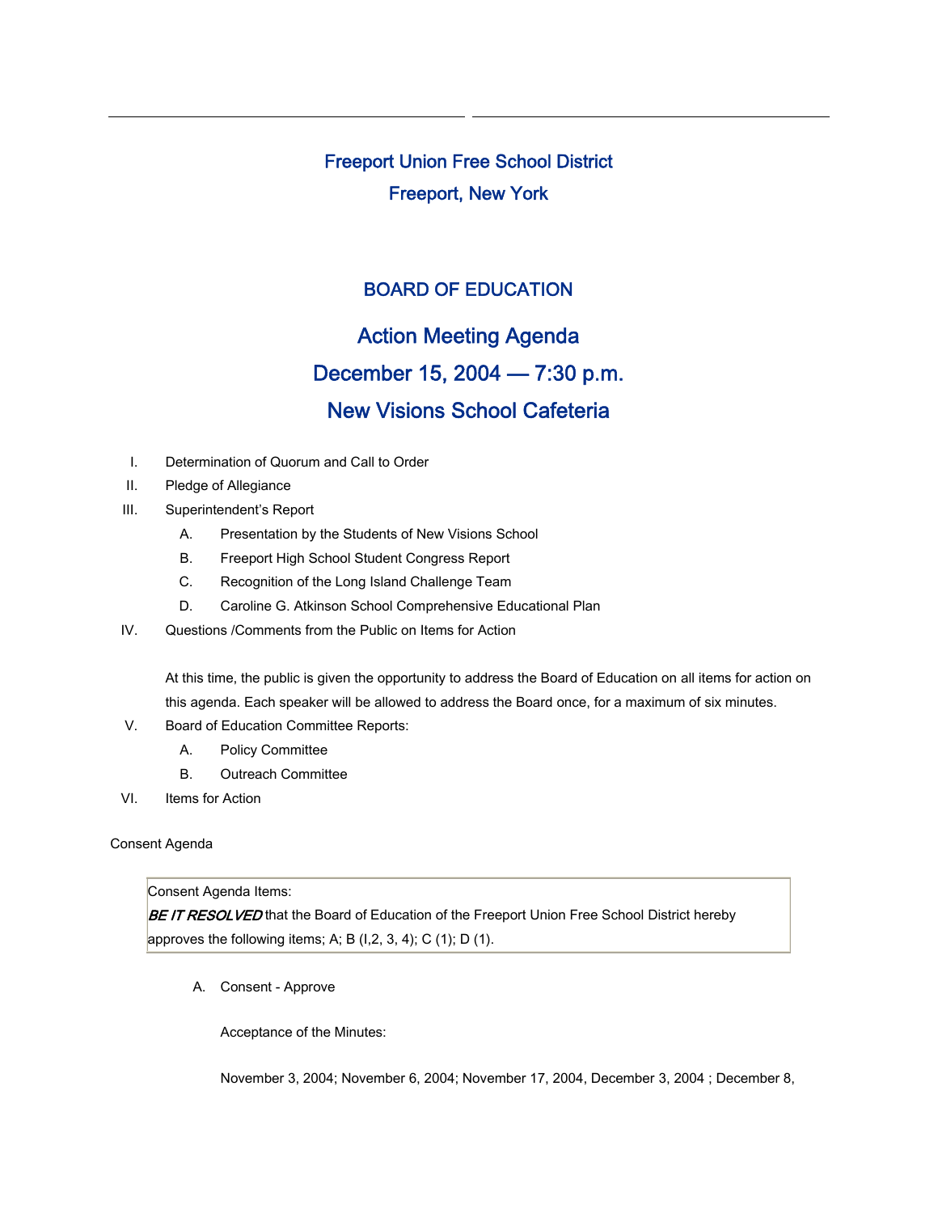# Freeport Union Free School District

## Freeport, New York

## BOARD OF EDUCATION

## Action Meeting Agenda

## December 15, 2004 — 7:30 p.m.

## New Visions School Cafeteria

I. Determination of Quorum and Call to Order

II. Pledge of Allegiance

III. Superintendent's Report

  A. Presentation by the Students of New Visions School

  B. Freeport High School Student Congress Report

  C. Recognition of the Long Island Challenge Team

  D. Caroline G. Atkinson School Comprehensive Educational Plan

IV. Questions /Comments from the Public on Items for Action

At this time, the public is given the opportunity to address the Board of Education on all items for action on this agenda. Each speaker will be allowed to address the Board once, for a maximum of six minutes.

V. Board of Education Committee Reports:

  A. Policy Committee

  B. Outreach Committee

VI. Items for Action

Consent Agenda

> Consent Agenda Items:
> ***BE IT RESOLVED*** that the Board of Education of the Freeport Union Free School District hereby approves the following items; A; B (l,2, 3, 4); C (1); D (1).

A. Consent - Approve

Acceptance of the Minutes:

November 3, 2004; November 6, 2004; November 17, 2004, December 3, 2004 ; December 8,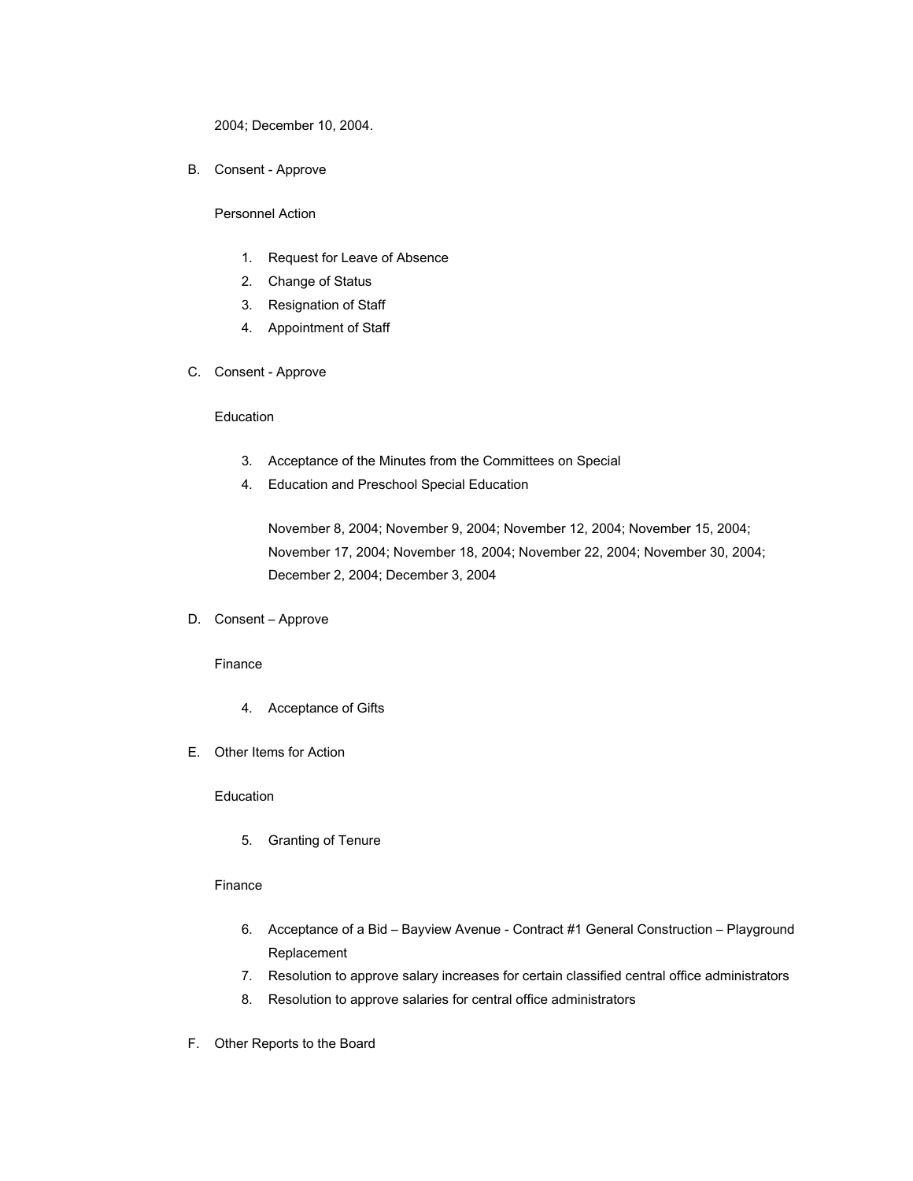2004; December 10, 2004.

B. Consent - Approve

Personnel Action

1. Request for Leave of Absence
2. Change of Status
3. Resignation of Staff
4. Appointment of Staff

C. Consent - Approve

Education

3. Acceptance of the Minutes from the Committees on Special
4. Education and Preschool Special Education

November 8, 2004; November 9, 2004; November 12, 2004; November 15, 2004; November 17, 2004; November 18, 2004; November 22, 2004; November 30, 2004; December 2, 2004; December 3, 2004

D. Consent – Approve

Finance

4. Acceptance of Gifts

E. Other Items for Action

Education

5. Granting of Tenure

Finance

6. Acceptance of a Bid – Bayview Avenue - Contract #1 General Construction – Playground Replacement
7. Resolution to approve salary increases for certain classified central office administrators
8. Resolution to approve salaries for central office administrators

F. Other Reports to the Board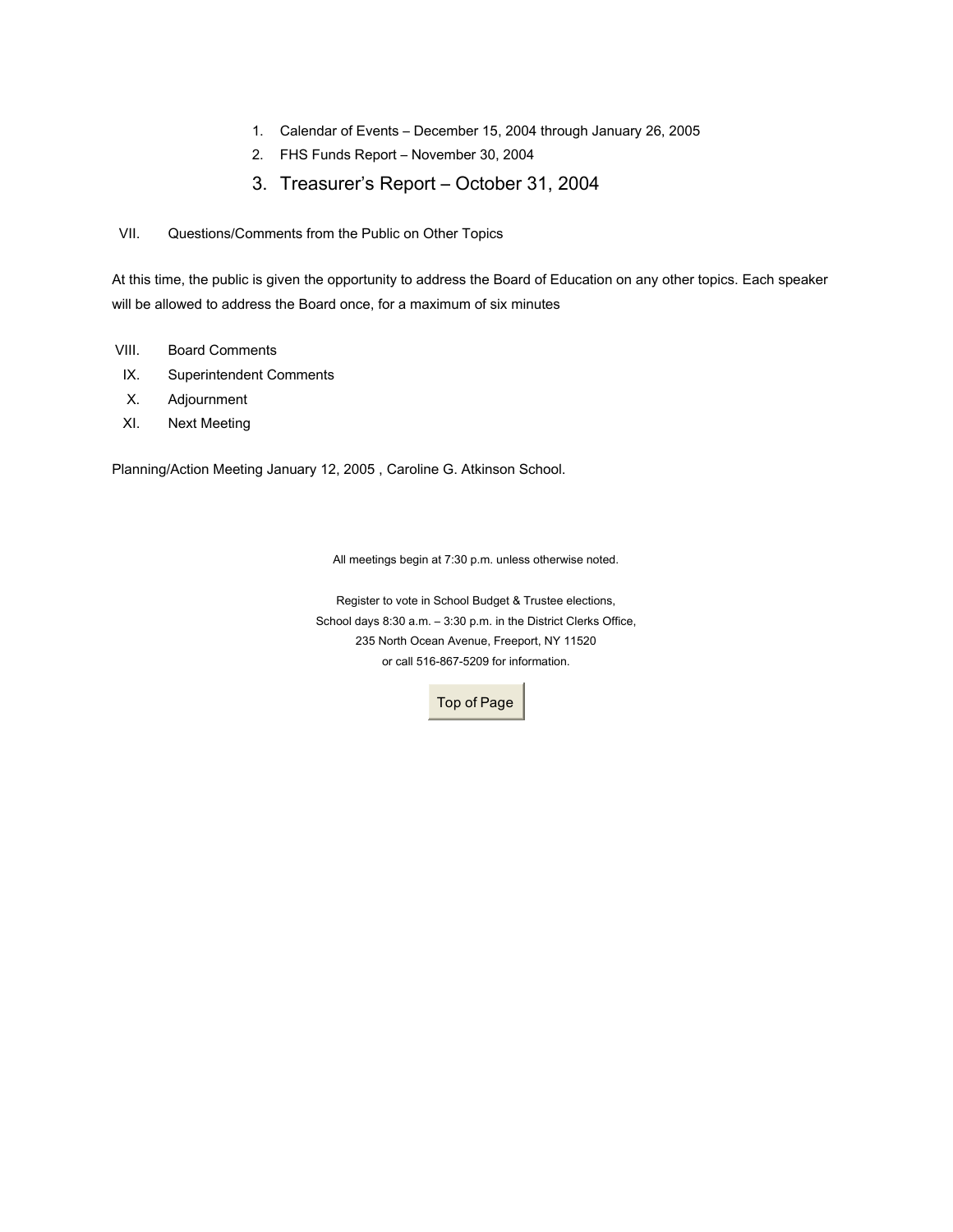1. Calendar of Events – December 15, 2004 through January 26, 2005
2. FHS Funds Report – November 30, 2004
3. Treasurer's Report – October 31, 2004

VII. Questions/Comments from the Public on Other Topics

At this time, the public is given the opportunity to address the Board of Education on any other topics. Each speaker will be allowed to address the Board once, for a maximum of six minutes

VIII. Board Comments

IX. Superintendent Comments

X. Adjournment

XI. Next Meeting

Planning/Action Meeting January 12, 2005 , Caroline G. Atkinson School.

All meetings begin at 7:30 p.m. unless otherwise noted.

Register to vote in School Budget & Trustee elections,
School days 8:30 a.m. – 3:30 p.m. in the District Clerks Office,
235 North Ocean Avenue, Freeport, NY 11520
or call 516-867-5209 for information.

Top of Page